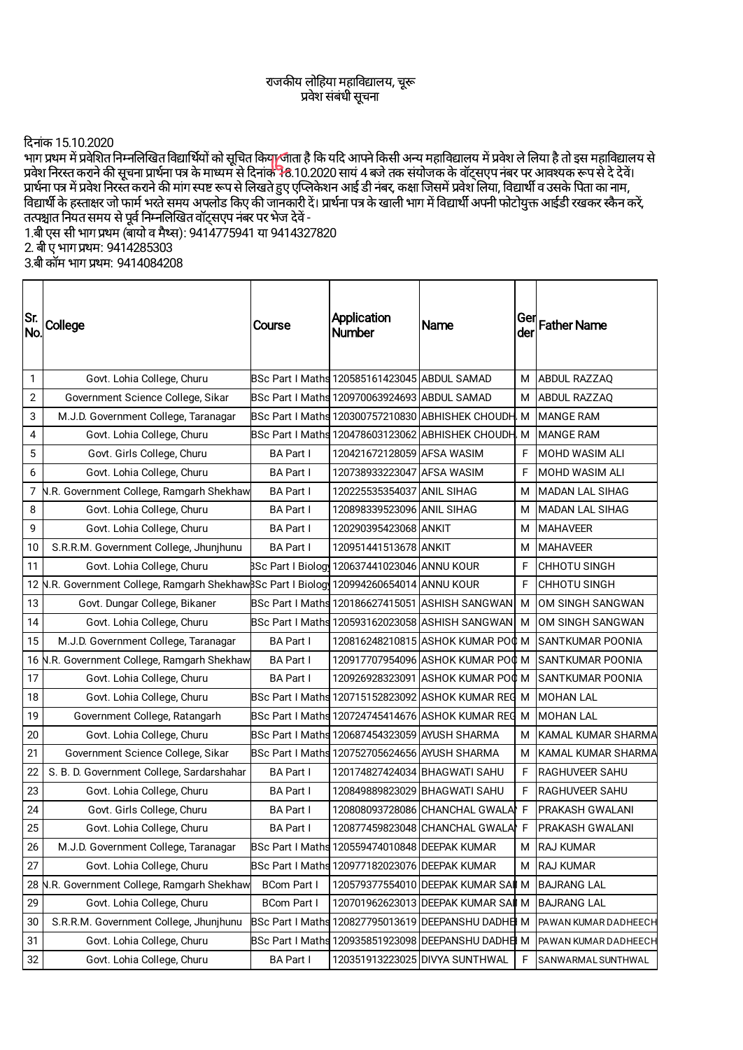राजकीय लोहिया महाविद्यालय, चूरू
प्रवेश संबंधी सूचना

दिनांक 15.10.2020

भाग प्रथम में प्रवेशित निम्नलिखित विद्यार्थियों को सूचित किया जाता है कि यदि आपने किसी अन्य महाविद्यालय में प्रवेश ले लिया है तो इस महाविद्यालय से प्रवेश निरस्त कराने की सूचना प्रार्थना पत्र के माध्यम से दिनांक 18.10.2020 सायं 4 बजे तक संयोजक के वॉट्सएप नंबर पर आवश्यक रूप से दे देवें। प्रार्थना पत्र में प्रवेश निरस्त कराने की मांग स्पष्ट रूप से लिखते हुए एप्लिकेशन आई डी नंबर, कक्षा जिसमें प्रवेश लिया, विद्यार्थी व उसके पिता का नाम, विद्यार्थी के हस्ताक्षर जो फार्म भरते समय अपलोड किए की जानकारी दें। प्रार्थना पत्र के खाली भाग में विद्यार्थी अपनी फोटोयुक्त आईडी रखकर स्कैन करें, तत्पश्चात नियत समय से पूर्व निम्नलिखित वॉट्सएप नंबर पर भेज देवें -

1.बी एस सी भाग प्रथम (बायो व मैथ्स): 9414775941 या 9414327820
2. बी ए भाग प्रथम: 9414285303
3.बी कॉम भाग प्रथम: 9414084208

| Sr. No. | College | Course | Application Number | Name | Gender | Father Name |
|---|---|---|---|---|---|---|
| 1 | Govt. Lohia College, Churu | BSc Part I Maths | 120585161423045 | ABDUL SAMAD | M | ABDUL RAZZAQ |
| 2 | Government Science College, Sikar | BSc Part I Maths | 120970063924693 | ABDUL SAMAD | M | ABDUL RAZZAQ |
| 3 | M.J.D. Government College, Taranagar | BSc Part I Maths | 120300757210830 | ABHISHEK CHOUDH | M | MANGE RAM |
| 4 | Govt. Lohia College, Churu | BSc Part I Maths | 120478603123062 | ABHISHEK CHOUDH | M | MANGE RAM |
| 5 | Govt. Girls College, Churu | BA Part I | 120421672128059 | AFSA WASIM | F | MOHD WASIM ALI |
| 6 | Govt. Lohia College, Churu | BA Part I | 120738933223047 | AFSA WASIM | F | MOHD WASIM ALI |
| 7 | N.R. Government College, Ramgarh Shekhaw | BA Part I | 120225535354037 | ANIL SIHAG | M | MADAN LAL SIHAG |
| 8 | Govt. Lohia College, Churu | BA Part I | 120898339523096 | ANIL SIHAG | M | MADAN LAL SIHAG |
| 9 | Govt. Lohia College, Churu | BA Part I | 120290395423068 | ANKIT | M | MAHAVEER |
| 10 | S.R.R.M. Government College, Jhunjhunu | BA Part I | 120951441513678 | ANKIT | M | MAHAVEER |
| 11 | Govt. Lohia College, Churu | BSc Part I Biology | 120637441023046 | ANNU KOUR | F | CHHOTU SINGH |
| 12 | N.R. Government College, Ramgarh Shekhaw | BSc Part I Biology | 120994260654014 | ANNU KOUR | F | CHHOTU SINGH |
| 13 | Govt. Dungar College, Bikaner | BSc Part I Maths | 120186627415051 | ASHISH SANGWAN | M | OM SINGH SANGWAN |
| 14 | Govt. Lohia College, Churu | BSc Part I Maths | 120593162023058 | ASHISH SANGWAN | M | OM SINGH SANGWAN |
| 15 | M.J.D. Government College, Taranagar | BA Part I | 120816248210815 | ASHOK KUMAR POO | M | SANTKUMAR POONIA |
| 16 | N.R. Government College, Ramgarh Shekhaw | BA Part I | 120917707954096 | ASHOK KUMAR POO | M | SANTKUMAR POONIA |
| 17 | Govt. Lohia College, Churu | BA Part I | 120926928323091 | ASHOK KUMAR POO | M | SANTKUMAR POONIA |
| 18 | Govt. Lohia College, Churu | BSc Part I Maths | 120715152823092 | ASHOK KUMAR REG | M | MOHAN LAL |
| 19 | Government College, Ratangarh | BSc Part I Maths | 120724745414676 | ASHOK KUMAR REG | M | MOHAN LAL |
| 20 | Govt. Lohia College, Churu | BSc Part I Maths | 120687454323059 | AYUSH SHARMA | M | KAMAL KUMAR SHARMA |
| 21 | Government Science College, Sikar | BSc Part I Maths | 120752705624656 | AYUSH SHARMA | M | KAMAL KUMAR SHARMA |
| 22 | S. B. D. Government College, Sardarshahar | BA Part I | 120174827424034 | BHAGWATI SAHU | F | RAGHUVEER SAHU |
| 23 | Govt. Lohia College, Churu | BA Part I | 120849889823029 | BHAGWATI SAHU | F | RAGHUVEER SAHU |
| 24 | Govt. Girls College, Churu | BA Part I | 120808093728086 | CHANCHAL GWALAN | F | PRAKASH GWALANI |
| 25 | Govt. Lohia College, Churu | BA Part I | 120877459823048 | CHANCHAL GWALAN | F | PRAKASH GWALANI |
| 26 | M.J.D. Government College, Taranagar | BSc Part I Maths | 120559474010848 | DEEPAK KUMAR | M | RAJ KUMAR |
| 27 | Govt. Lohia College, Churu | BSc Part I Maths | 120977182023076 | DEEPAK KUMAR | M | RAJ KUMAR |
| 28 | N.R. Government College, Ramgarh Shekhaw | BCom Part I | 120579377554010 | DEEPAK KUMAR SAI | M | BAJRANG LAL |
| 29 | Govt. Lohia College, Churu | BCom Part I | 120701962623013 | DEEPAK KUMAR SAI | M | BAJRANG LAL |
| 30 | S.R.R.M. Government College, Jhunjhunu | BSc Part I Maths | 120827795013619 | DEEPANSHU DADHE | M | PAWAN KUMAR DADHEECH |
| 31 | Govt. Lohia College, Churu | BSc Part I Maths | 120935851923098 | DEEPANSHU DADHE | M | PAWAN KUMAR DADHEECH |
| 32 | Govt. Lohia College, Churu | BA Part I | 120351913223025 | DIVYA SUNTHWAL | F | SANWARMAL SUNTHWAL |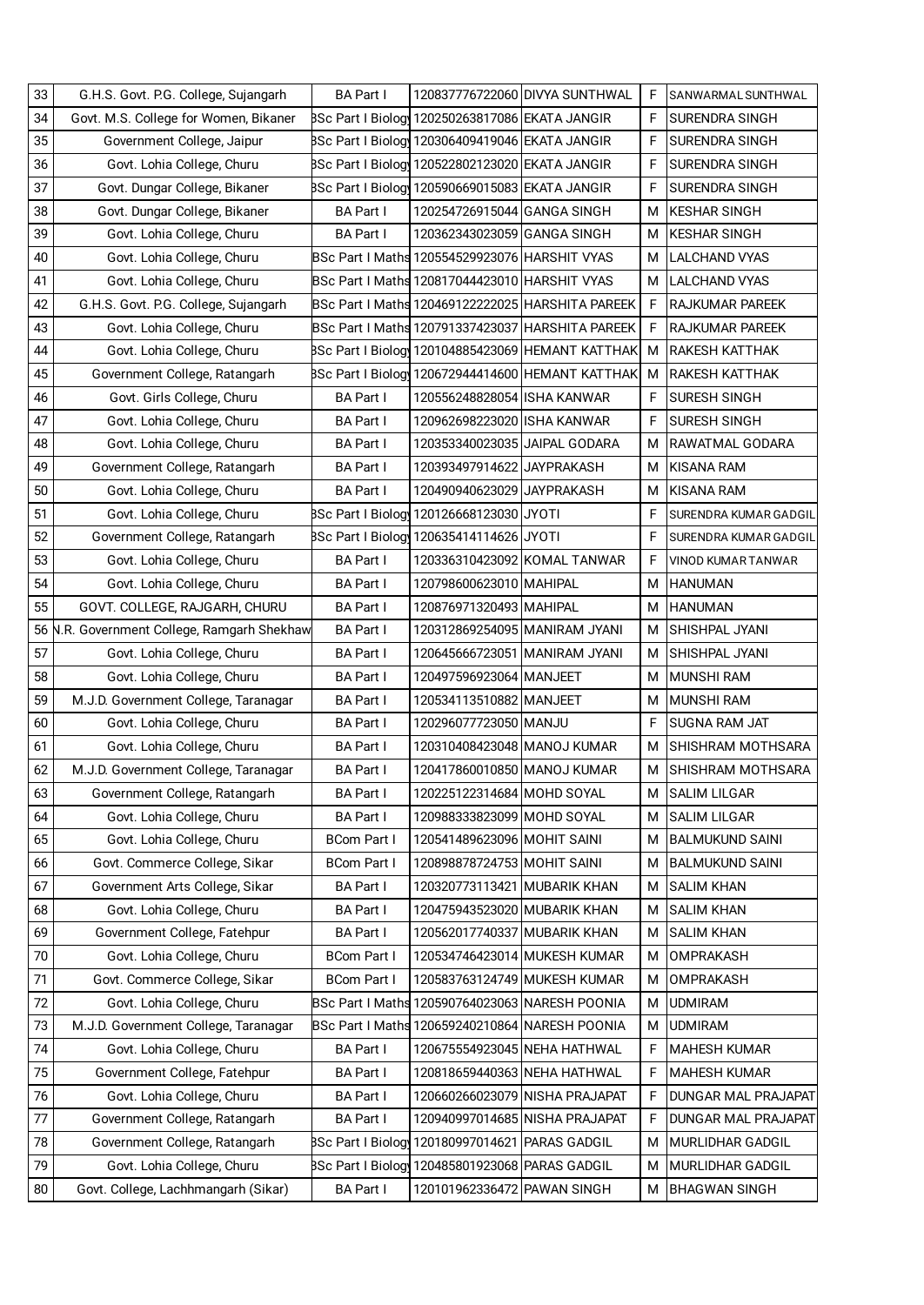| | | | | | | |
|---|---|---|---|---|---|---|
| 33 | G.H.S. Govt. P.G. College, Sujangarh | BA Part I | 120837776722060 | DIVYA SUNTHWAL | F | SANWARMAL SUNTHWAL |
| 34 | Govt. M.S. College for Women, Bikaner | BSc Part I Biology | 120250263817086 | EKATA JANGIR | F | SURENDRA SINGH |
| 35 | Government College, Jaipur | BSc Part I Biology | 120306409419046 | EKATA JANGIR | F | SURENDRA SINGH |
| 36 | Govt. Lohia College, Churu | BSc Part I Biology | 120522802123020 | EKATA JANGIR | F | SURENDRA SINGH |
| 37 | Govt. Dungar College, Bikaner | BSc Part I Biology | 120590669015083 | EKATA JANGIR | F | SURENDRA SINGH |
| 38 | Govt. Dungar College, Bikaner | BA Part I | 120254726915044 | GANGA SINGH | M | KESHAR SINGH |
| 39 | Govt. Lohia College, Churu | BA Part I | 120362343023059 | GANGA SINGH | M | KESHAR SINGH |
| 40 | Govt. Lohia College, Churu | BSc Part I Maths | 120554529923076 | HARSHIT VYAS | M | LALCHAND VYAS |
| 41 | Govt. Lohia College, Churu | BSc Part I Maths | 120817044423010 | HARSHIT VYAS | M | LALCHAND VYAS |
| 42 | G.H.S. Govt. P.G. College, Sujangarh | BSc Part I Maths | 120469122222025 | HARSHITA PAREEK | F | RAJKUMAR PAREEK |
| 43 | Govt. Lohia College, Churu | BSc Part I Maths | 120791337423037 | HARSHITA PAREEK | F | RAJKUMAR PAREEK |
| 44 | Govt. Lohia College, Churu | BSc Part I Biology | 120104885423069 | HEMANT KATTHAK | M | RAKESH KATTHAK |
| 45 | Government College, Ratangarh | BSc Part I Biology | 120672944414600 | HEMANT KATTHAK | M | RAKESH KATTHAK |
| 46 | Govt. Girls College, Churu | BA Part I | 120556248828054 | ISHA KANWAR | F | SURESH SINGH |
| 47 | Govt. Lohia College, Churu | BA Part I | 120962698223020 | ISHA KANWAR | F | SURESH SINGH |
| 48 | Govt. Lohia College, Churu | BA Part I | 120353340023035 | JAIPAL GODARA | M | RAWATMAL GODARA |
| 49 | Government College, Ratangarh | BA Part I | 120393497914622 | JAYPRAKASH | M | KISANA RAM |
| 50 | Govt. Lohia College, Churu | BA Part I | 120490940623029 | JAYPRAKASH | M | KISANA RAM |
| 51 | Govt. Lohia College, Churu | BSc Part I Biology | 120126668123030 | JYOTI | F | SURENDRA KUMAR GADGIL |
| 52 | Government College, Ratangarh | BSc Part I Biology | 120635414114626 | JYOTI | F | SURENDRA KUMAR GADGIL |
| 53 | Govt. Lohia College, Churu | BA Part I | 120336310423092 | KOMAL TANWAR | F | VINOD KUMAR TANWAR |
| 54 | Govt. Lohia College, Churu | BA Part I | 120798600623010 | MAHIPAL | M | HANUMAN |
| 55 | GOVT. COLLEGE, RAJGARH, CHURU | BA Part I | 120876971320493 | MAHIPAL | M | HANUMAN |
| 56 | N.R. Government College, Ramgarh Shekhaw | BA Part I | 120312869254095 | MANIRAM JYANI | M | SHISHPAL JYANI |
| 57 | Govt. Lohia College, Churu | BA Part I | 120645666723051 | MANIRAM JYANI | M | SHISHPAL JYANI |
| 58 | Govt. Lohia College, Churu | BA Part I | 120497596923064 | MANJEET | M | MUNSHI RAM |
| 59 | M.J.D. Government College, Taranagar | BA Part I | 120534113510882 | MANJEET | M | MUNSHI RAM |
| 60 | Govt. Lohia College, Churu | BA Part I | 120296077723050 | MANJU | F | SUGNA RAM JAT |
| 61 | Govt. Lohia College, Churu | BA Part I | 120310408423048 | MANOJ KUMAR | M | SHISHRAM MOTHSARA |
| 62 | M.J.D. Government College, Taranagar | BA Part I | 120417860010850 | MANOJ KUMAR | M | SHISHRAM MOTHSARA |
| 63 | Government College, Ratangarh | BA Part I | 120225122314684 | MOHD SOYAL | M | SALIM LILGAR |
| 64 | Govt. Lohia College, Churu | BA Part I | 120988333823099 | MOHD SOYAL | M | SALIM LILGAR |
| 65 | Govt. Lohia College, Churu | BCom Part I | 120541489623096 | MOHIT SAINI | M | BALMUKUND SAINI |
| 66 | Govt. Commerce College, Sikar | BCom Part I | 120898878724753 | MOHIT SAINI | M | BALMUKUND SAINI |
| 67 | Government Arts College, Sikar | BA Part I | 120320773113421 | MUBARIK KHAN | M | SALIM KHAN |
| 68 | Govt. Lohia College, Churu | BA Part I | 120475943523020 | MUBARIK KHAN | M | SALIM KHAN |
| 69 | Government College, Fatehpur | BA Part I | 120562017740337 | MUBARIK KHAN | M | SALIM KHAN |
| 70 | Govt. Lohia College, Churu | BCom Part I | 120534746423014 | MUKESH KUMAR | M | OMPRAKASH |
| 71 | Govt. Commerce College, Sikar | BCom Part I | 120583763124749 | MUKESH KUMAR | M | OMPRAKASH |
| 72 | Govt. Lohia College, Churu | BSc Part I Maths | 120590764023063 | NARESH POONIA | M | UDMIRAM |
| 73 | M.J.D. Government College, Taranagar | BSc Part I Maths | 120659240210864 | NARESH POONIA | M | UDMIRAM |
| 74 | Govt. Lohia College, Churu | BA Part I | 120675554923045 | NEHA HATHWAL | F | MAHESH KUMAR |
| 75 | Government College, Fatehpur | BA Part I | 120818659440363 | NEHA HATHWAL | F | MAHESH KUMAR |
| 76 | Govt. Lohia College, Churu | BA Part I | 120660266023079 | NISHA PRAJAPAT | F | DUNGAR MAL PRAJAPAT |
| 77 | Government College, Ratangarh | BA Part I | 120940997014685 | NISHA PRAJAPAT | F | DUNGAR MAL PRAJAPAT |
| 78 | Government College, Ratangarh | BSc Part I Biology | 120180997014621 | PARAS GADGIL | M | MURLIDHAR GADGIL |
| 79 | Govt. Lohia College, Churu | BSc Part I Biology | 120485801923068 | PARAS GADGIL | M | MURLIDHAR GADGIL |
| 80 | Govt. College, Lachhmangarh (Sikar) | BA Part I | 120101962336472 | PAWAN SINGH | M | BHAGWAN SINGH |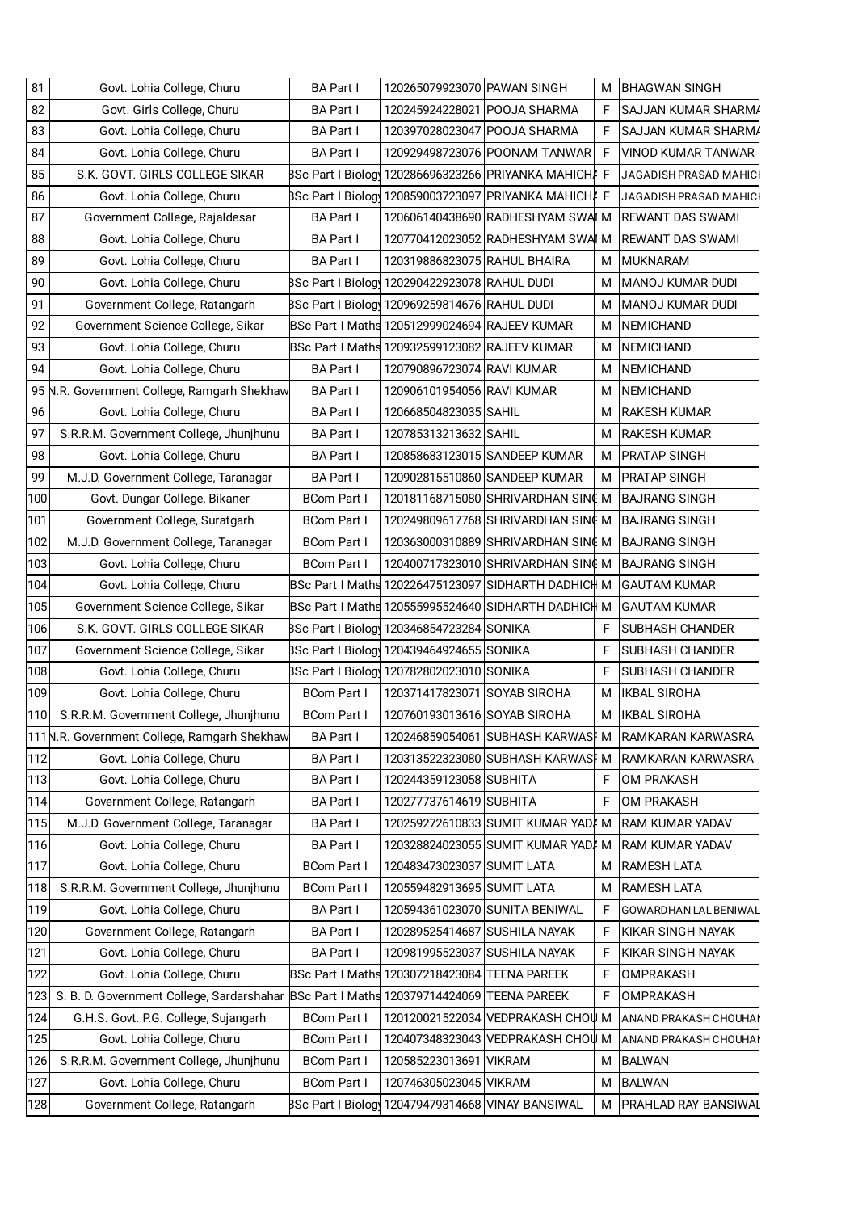| | | | | | | |
|---|---|---|---|---|---|---|
| 81 | Govt. Lohia College, Churu | BA Part I | 120265079923070 | PAWAN SINGH | M | BHAGWAN SINGH |
| 82 | Govt. Girls College, Churu | BA Part I | 120245924228021 | POOJA SHARMA | F | SAJJAN KUMAR SHARMA |
| 83 | Govt. Lohia College, Churu | BA Part I | 120397028023047 | POOJA SHARMA | F | SAJJAN KUMAR SHARMA |
| 84 | Govt. Lohia College, Churu | BA Part I | 120929498723076 | POONAM TANWAR | F | VINOD KUMAR TANWAR |
| 85 | S.K. GOVT. GIRLS COLLEGE SIKAR | BSc Part I Biology | 120286696323266 | PRIYANKA MAHICHA | F | JAGADISH PRASAD MAHICHA |
| 86 | Govt. Lohia College, Churu | BSc Part I Biology | 120859003723097 | PRIYANKA MAHICHA | F | JAGADISH PRASAD MAHICHA |
| 87 | Government College, Rajaldesar | BA Part I | 120606140438690 | RADHESHYAM SWAMI | M | REWANT DAS SWAMI |
| 88 | Govt. Lohia College, Churu | BA Part I | 120770412023052 | RADHESHYAM SWAMI | M | REWANT DAS SWAMI |
| 89 | Govt. Lohia College, Churu | BA Part I | 120319886823075 | RAHUL BHAIRA | M | MUKNARAM |
| 90 | Govt. Lohia College, Churu | BSc Part I Biology | 120290422923078 | RAHUL DUDI | M | MANOJ KUMAR DUDI |
| 91 | Government College, Ratangarh | BSc Part I Biology | 120969259814676 | RAHUL DUDI | M | MANOJ KUMAR DUDI |
| 92 | Government Science College, Sikar | BSc Part I Maths | 120512999024694 | RAJEEV KUMAR | M | NEMICHAND |
| 93 | Govt. Lohia College, Churu | BSc Part I Maths | 120932599123082 | RAJEEV KUMAR | M | NEMICHAND |
| 94 | Govt. Lohia College, Churu | BA Part I | 120790896723074 | RAVI KUMAR | M | NEMICHAND |
| 95 | N.R. Government College, Ramgarh Shekhawati | BA Part I | 120906101954056 | RAVI KUMAR | M | NEMICHAND |
| 96 | Govt. Lohia College, Churu | BA Part I | 120668504823035 | SAHIL | M | RAKESH KUMAR |
| 97 | S.R.R.M. Government College, Jhunjhunu | BA Part I | 120785313213632 | SAHIL | M | RAKESH KUMAR |
| 98 | Govt. Lohia College, Churu | BA Part I | 120858683123015 | SANDEEP KUMAR | M | PRATAP SINGH |
| 99 | M.J.D. Government College, Taranagar | BA Part I | 120902815510860 | SANDEEP KUMAR | M | PRATAP SINGH |
| 100 | Govt. Dungar College, Bikaner | BCom Part I | 120181168715080 | SHRIVARDHAN SINGH | M | BAJRANG SINGH |
| 101 | Government College, Suratgarh | BCom Part I | 120249809617768 | SHRIVARDHAN SINGH | M | BAJRANG SINGH |
| 102 | M.J.D. Government College, Taranagar | BCom Part I | 120363000310889 | SHRIVARDHAN SINGH | M | BAJRANG SINGH |
| 103 | Govt. Lohia College, Churu | BCom Part I | 120400717323010 | SHRIVARDHAN SINGH | M | BAJRANG SINGH |
| 104 | Govt. Lohia College, Churu | BSc Part I Maths | 120226475123097 | SIDHARTH DADHICH | M | GAUTAM KUMAR |
| 105 | Government Science College, Sikar | BSc Part I Maths | 120555995524640 | SIDHARTH DADHICH | M | GAUTAM KUMAR |
| 106 | S.K. GOVT. GIRLS COLLEGE SIKAR | BSc Part I Biology | 120346854723284 | SONIKA | F | SUBHASH CHANDER |
| 107 | Government Science College, Sikar | BSc Part I Biology | 120439464924655 | SONIKA | F | SUBHASH CHANDER |
| 108 | Govt. Lohia College, Churu | BSc Part I Biology | 120782802023010 | SONIKA | F | SUBHASH CHANDER |
| 109 | Govt. Lohia College, Churu | BCom Part I | 120371417823071 | SOYAB SIROHA | M | IKBAL SIROHA |
| 110 | S.R.R.M. Government College, Jhunjhunu | BCom Part I | 120760193013616 | SOYAB SIROHA | M | IKBAL SIROHA |
| 111 | N.R. Government College, Ramgarh Shekhawati | BA Part I | 120246859054061 | SUBHASH KARWASRA | M | RAMKARAN KARWASRA |
| 112 | Govt. Lohia College, Churu | BA Part I | 120313522323080 | SUBHASH KARWASRA | M | RAMKARAN KARWASRA |
| 113 | Govt. Lohia College, Churu | BA Part I | 120244359123058 | SUBHITA | F | OM PRAKASH |
| 114 | Government College, Ratangarh | BA Part I | 120277737614619 | SUBHITA | F | OM PRAKASH |
| 115 | M.J.D. Government College, Taranagar | BA Part I | 120259272610833 | SUMIT KUMAR YADAV | M | RAM KUMAR YADAV |
| 116 | Govt. Lohia College, Churu | BA Part I | 120328824023055 | SUMIT KUMAR YADAV | M | RAM KUMAR YADAV |
| 117 | Govt. Lohia College, Churu | BCom Part I | 120483473023037 | SUMIT LATA | M | RAMESH LATA |
| 118 | S.R.R.M. Government College, Jhunjhunu | BCom Part I | 120559482913695 | SUMIT LATA | M | RAMESH LATA |
| 119 | Govt. Lohia College, Churu | BA Part I | 120594361023070 | SUNITA BENIWAL | F | GOWARDHAN LAL BENIWAL |
| 120 | Government College, Ratangarh | BA Part I | 120289525414687 | SUSHILA NAYAK | F | KIKAR SINGH NAYAK |
| 121 | Govt. Lohia College, Churu | BA Part I | 120981995523037 | SUSHILA NAYAK | F | KIKAR SINGH NAYAK |
| 122 | Govt. Lohia College, Churu | BSc Part I Maths | 120307218423084 | TEENA PAREEK | F | OMPRAKASH |
| 123 | S. B. D. Government College, Sardarshahar | BSc Part I Maths | 120379714424069 | TEENA PAREEK | F | OMPRAKASH |
| 124 | G.H.S. Govt. P.G. College, Sujangarh | BCom Part I | 120120021522034 | VEDPRAKASH CHOUHAN | M | ANAND PRAKASH CHOUHAN |
| 125 | Govt. Lohia College, Churu | BCom Part I | 120407348323043 | VEDPRAKASH CHOUHAN | M | ANAND PRAKASH CHOUHAN |
| 126 | S.R.R.M. Government College, Jhunjhunu | BCom Part I | 120585223013691 | VIKRAM | M | BALWAN |
| 127 | Govt. Lohia College, Churu | BCom Part I | 120746305023045 | VIKRAM | M | BALWAN |
| 128 | Government College, Ratangarh | BSc Part I Biology | 120479479314668 | VINAY BANSIWAL | M | PRAHLAD RAY BANSIWAL |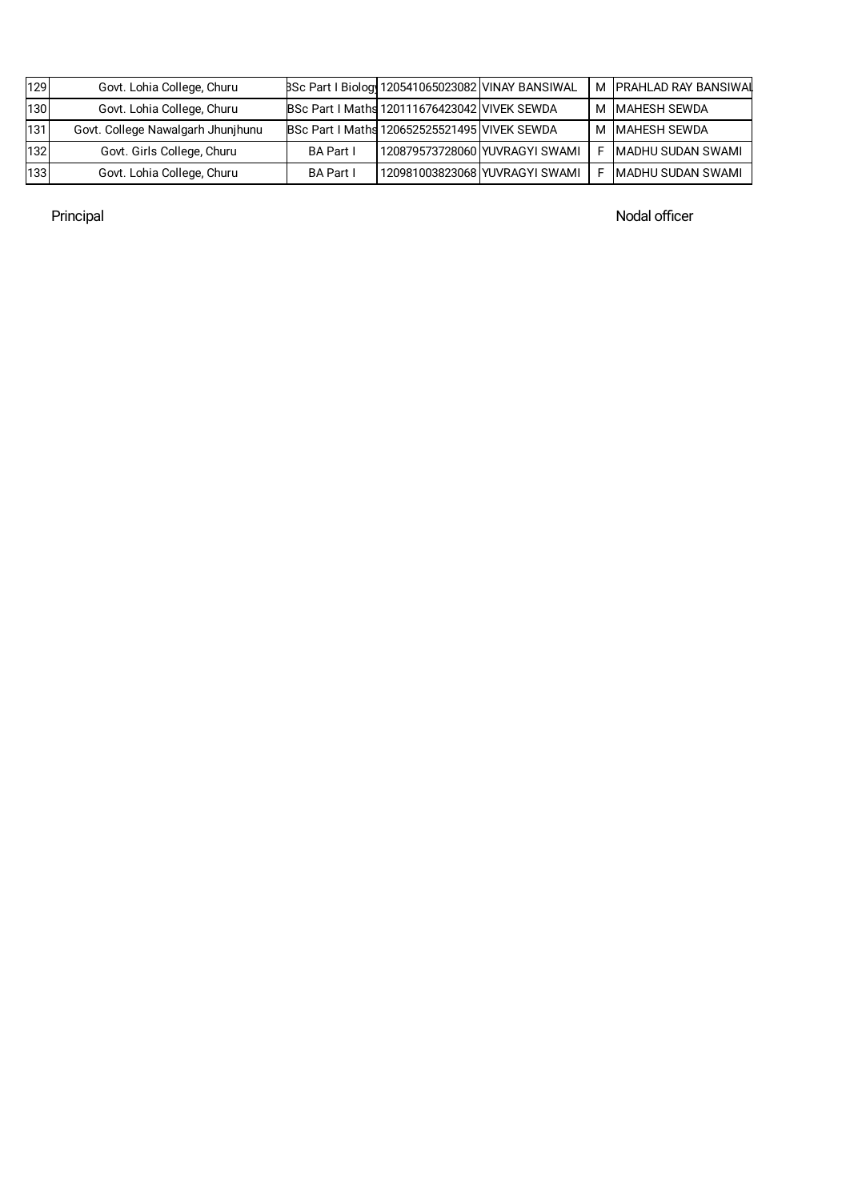| | | | | | | |
|---|---|---|---|---|---|---|
| 129 | Govt. Lohia College, Churu | BSc Part I Biology | 120541065023082 | VINAY BANSIWAL | M | PRAHLAD RAY BANSIWAL |
| 130 | Govt. Lohia College, Churu | BSc Part I Maths | 120111676423042 | VIVEK SEWDA | M | MAHESH SEWDA |
| 131 | Govt. College Nawalgarh Jhunjhunu | BSc Part I Maths | 120652525521495 | VIVEK SEWDA | M | MAHESH SEWDA |
| 132 | Govt. Girls College, Churu | BA Part I | 120879573728060 | YUVRAGYI SWAMI | F | MADHU SUDAN SWAMI |
| 133 | Govt. Lohia College, Churu | BA Part I | 120981003823068 | YUVRAGYI SWAMI | F | MADHU SUDAN SWAMI |

Principal

Nodal officer